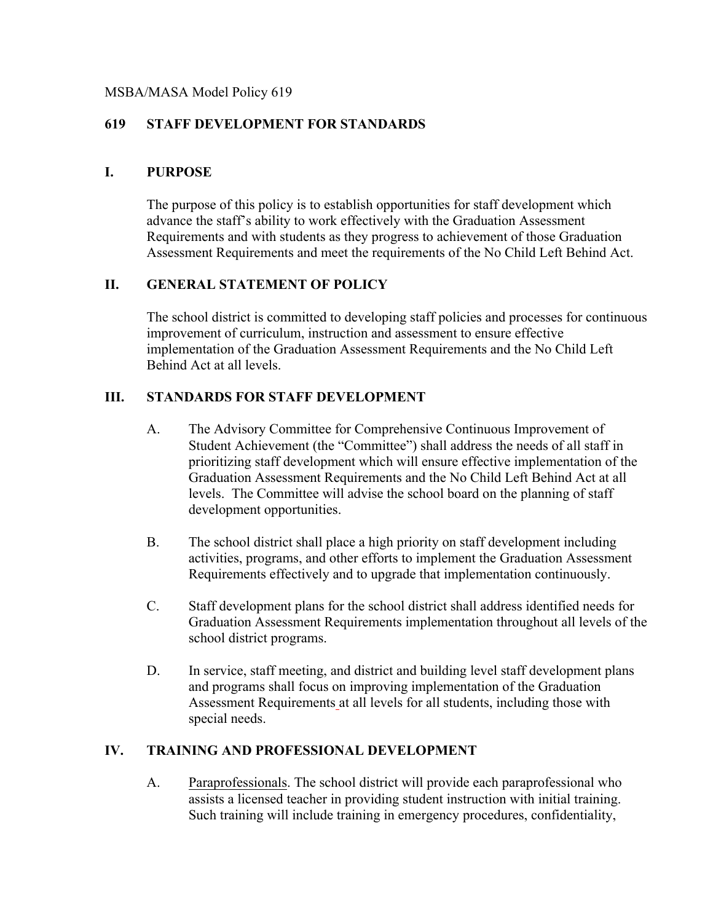MSBA/MASA Model Policy 619

# 619 STAFF DEVELOPMENT FOR STANDARDS

## I. PURPOSE

The purpose of this policy is to establish opportunities for staff development which advance the staff's ability to work effectively with the Graduation Assessment Requirements and with students as they progress to achievement of those Graduation Assessment Requirements and meet the requirements of the No Child Left Behind Act.

## II. GENERAL STATEMENT OF POLICY

The school district is committed to developing staff policies and processes for continuous improvement of curriculum, instruction and assessment to ensure effective implementation of the Graduation Assessment Requirements and the No Child Left Behind Act at all levels.

## III. STANDARDS FOR STAFF DEVELOPMENT

A. The Advisory Committee for Comprehensive Continuous Improvement of Student Achievement (the "Committee") shall address the needs of all staff in prioritizing staff development which will ensure effective implementation of the Graduation Assessment Requirements and the No Child Left Behind Act at all levels. The Committee will advise the school board on the planning of staff development opportunities.

B. The school district shall place a high priority on staff development including activities, programs, and other efforts to implement the Graduation Assessment Requirements effectively and to upgrade that implementation continuously.

C. Staff development plans for the school district shall address identified needs for Graduation Assessment Requirements implementation throughout all levels of the school district programs.

D. In service, staff meeting, and district and building level staff development plans and programs shall focus on improving implementation of the Graduation Assessment Requirements at all levels for all students, including those with special needs.

## IV. TRAINING AND PROFESSIONAL DEVELOPMENT

A. Paraprofessionals. The school district will provide each paraprofessional who assists a licensed teacher in providing student instruction with initial training. Such training will include training in emergency procedures, confidentiality,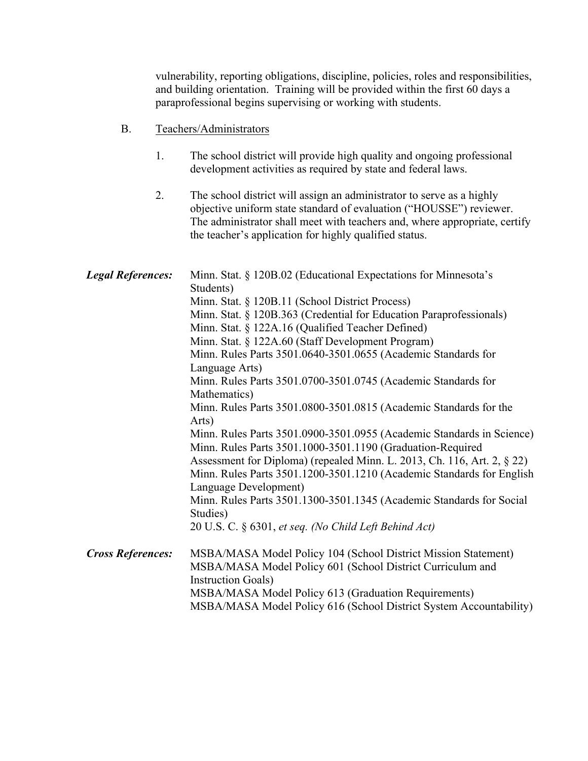vulnerability, reporting obligations, discipline, policies, roles and responsibilities, and building orientation. Training will be provided within the first 60 days a paraprofessional begins supervising or working with students.

B. Teachers/Administrators

1. The school district will provide high quality and ongoing professional development activities as required by state and federal laws.

2. The school district will assign an administrator to serve as a highly objective uniform state standard of evaluation ("HOUSSE") reviewer. The administrator shall meet with teachers and, where appropriate, certify the teacher's application for highly qualified status.

***Legal References:***

Minn. Stat. § 120B.02 (Educational Expectations for Minnesota's Students)
Minn. Stat. § 120B.11 (School District Process)
Minn. Stat. § 120B.363 (Credential for Education Paraprofessionals)
Minn. Stat. § 122A.16 (Qualified Teacher Defined)
Minn. Stat. § 122A.60 (Staff Development Program)
Minn. Rules Parts 3501.0640-3501.0655 (Academic Standards for Language Arts)
Minn. Rules Parts 3501.0700-3501.0745 (Academic Standards for Mathematics)
Minn. Rules Parts 3501.0800-3501.0815 (Academic Standards for the Arts)
Minn. Rules Parts 3501.0900-3501.0955 (Academic Standards in Science)
Minn. Rules Parts 3501.1000-3501.1190 (Graduation-Required Assessment for Diploma) (repealed Minn. L. 2013, Ch. 116, Art. 2, § 22)
Minn. Rules Parts 3501.1200-3501.1210 (Academic Standards for English Language Development)
Minn. Rules Parts 3501.1300-3501.1345 (Academic Standards for Social Studies)
20 U.S. C. § 6301, *et seq. (No Child Left Behind Act)*

***Cross References:***

MSBA/MASA Model Policy 104 (School District Mission Statement)
MSBA/MASA Model Policy 601 (School District Curriculum and Instruction Goals)
MSBA/MASA Model Policy 613 (Graduation Requirements)
MSBA/MASA Model Policy 616 (School District System Accountability)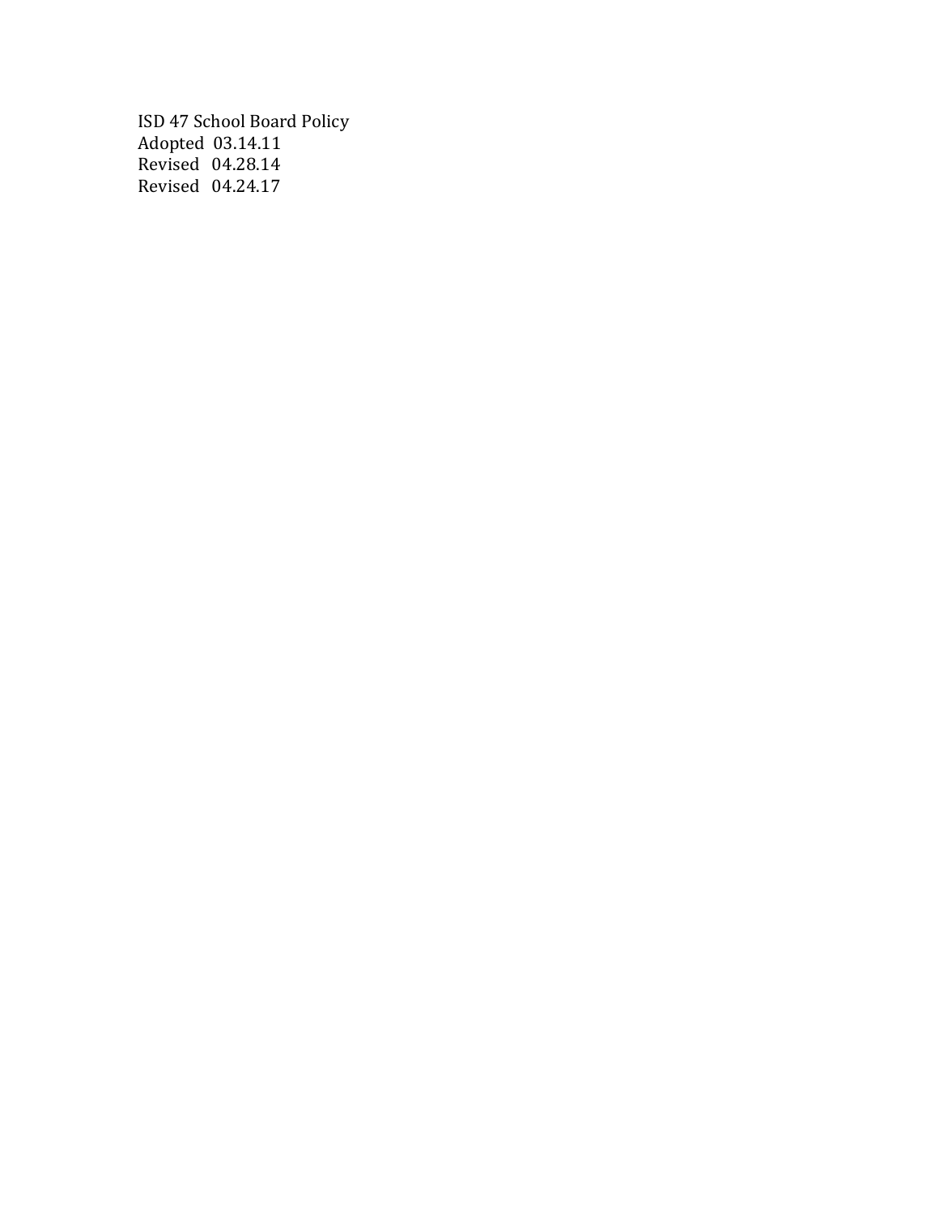ISD 47 School Board Policy
Adopted 03.14.11
Revised 04.28.14
Revised 04.24.17